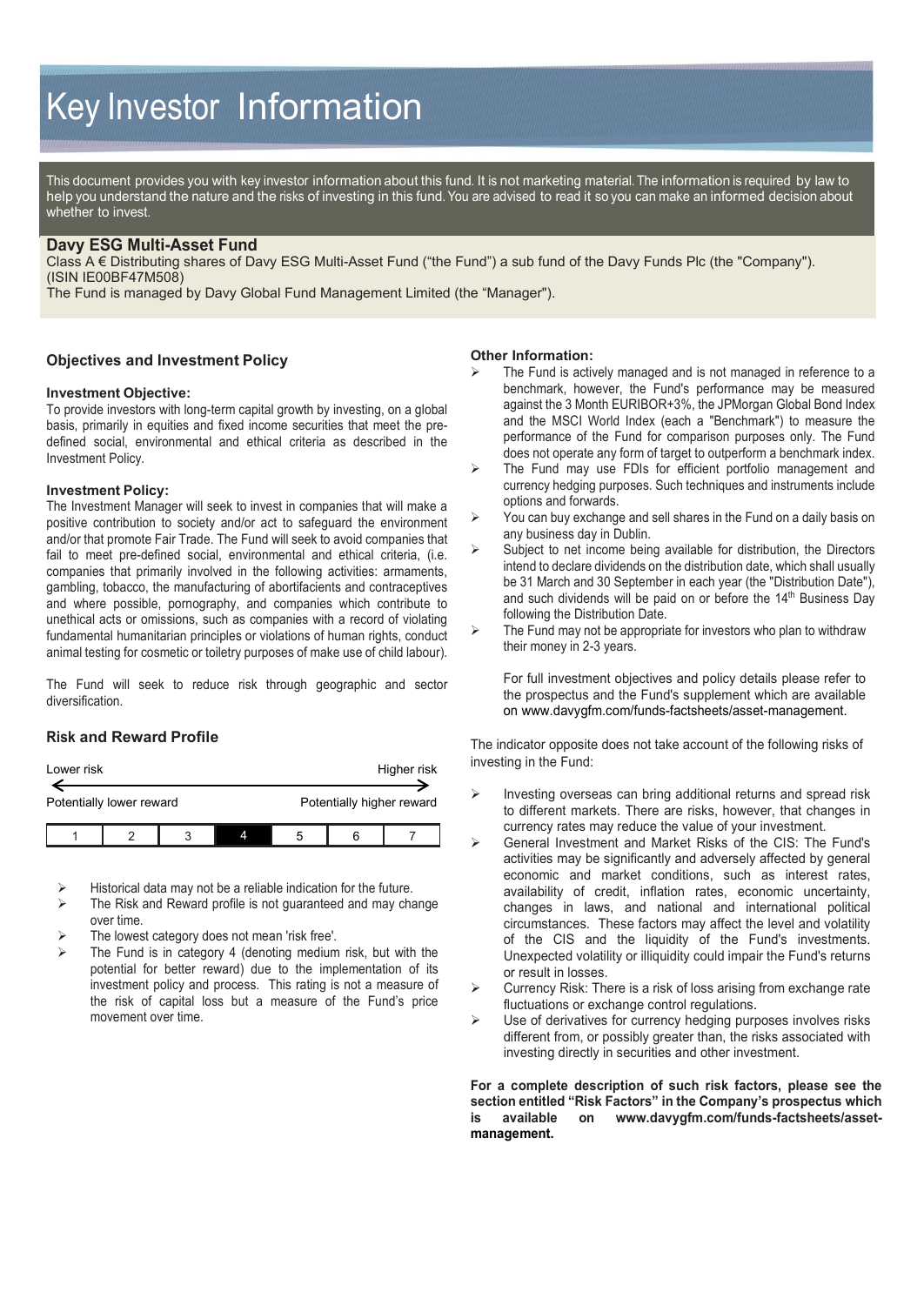# Key Investor Information

This document provides you with key investor information about this fund. It is not marketing material. The information is required by law to help you understand the nature and the risks of investing in this fund. You are advised to read it so you can make an informed decision about whether to invest.

## Davy ESG Multi-Asset Fund

Class A € Distributing shares of Davy ESG Multi-Asset Fund ("the Fund") a sub fund of the Davy Funds Plc (the "Company"). (ISIN IE00BF47M508)

The Fund is managed by Davy Global Fund Management Limited (the "Manager").

## Objectives and Investment Policy

### Investment Objective:

To provide investors with long-term capital growth by investing, on a global basis, primarily in equities and fixed income securities that meet the pre-defined social, environmental and ethical criteria as described in the Investment Policy.

### Investment Policy:

The Investment Manager will seek to invest in companies that will make a positive contribution to society and/or act to safeguard the environment and/or that promote Fair Trade. The Fund will seek to avoid companies that fail to meet pre-defined social, environmental and ethical criteria, (i.e. companies that primarily involved in the following activities: armaments, gambling, tobacco, the manufacturing of abortifacients and contraceptives and where possible, pornography, and companies which contribute to unethical acts or omissions, such as companies with a record of violating fundamental humanitarian principles or violations of human rights, conduct animal testing for cosmetic or toiletry purposes of make use of child labour).

The Fund will seek to reduce risk through geographic and sector diversification.

### Other Information:

- The Fund is actively managed and is not managed in reference to a benchmark, however, the Fund's performance may be measured against the 3 Month EURIBOR+3%, the JPMorgan Global Bond Index and the MSCI World Index (each a "Benchmark") to measure the performance of the Fund for comparison purposes only. The Fund does not operate any form of target to outperform a benchmark index.
- The Fund may use FDIs for efficient portfolio management and currency hedging purposes. Such techniques and instruments include options and forwards.
- You can buy exchange and sell shares in the Fund on a daily basis on any business day in Dublin.
- Subject to net income being available for distribution, the Directors intend to declare dividends on the distribution date, which shall usually be 31 March and 30 September in each year (the "Distribution Date"), and such dividends will be paid on or before the 14th Business Day following the Distribution Date.
- The Fund may not be appropriate for investors who plan to withdraw their money in 2-3 years.

For full investment objectives and policy details please refer to the prospectus and the Fund's supplement which are available on www.davygfm.com/funds-factsheets/asset-management.

## Risk and Reward Profile

Lower risk ← → Higher risk

Potentially lower reward — Potentially higher reward

| 1 | 2 | 3 | **4** | 5 | 6 | 7 |
|---|---|---|---|---|---|---|

- Historical data may not be a reliable indication for the future.
- The Risk and Reward profile is not guaranteed and may change over time.
- The lowest category does not mean 'risk free'.
- The Fund is in category 4 (denoting medium risk, but with the potential for better reward) due to the implementation of its investment policy and process. This rating is not a measure of the risk of capital loss but a measure of the Fund's price movement over time.

The indicator opposite does not take account of the following risks of investing in the Fund:

- Investing overseas can bring additional returns and spread risk to different markets. There are risks, however, that changes in currency rates may reduce the value of your investment.
- General Investment and Market Risks of the CIS: The Fund's activities may be significantly and adversely affected by general economic and market conditions, such as interest rates, availability of credit, inflation rates, economic uncertainty, changes in laws, and national and international political circumstances. These factors may affect the level and volatility of the CIS and the liquidity of the Fund's investments. Unexpected volatility or illiquidity could impair the Fund's returns or result in losses.
- Currency Risk: There is a risk of loss arising from exchange rate fluctuations or exchange control regulations.
- Use of derivatives for currency hedging purposes involves risks different from, or possibly greater than, the risks associated with investing directly in securities and other investment.

**For a complete description of such risk factors, please see the section entitled "Risk Factors" in the Company's prospectus which is available on www.davygfm.com/funds-factsheets/asset-management.**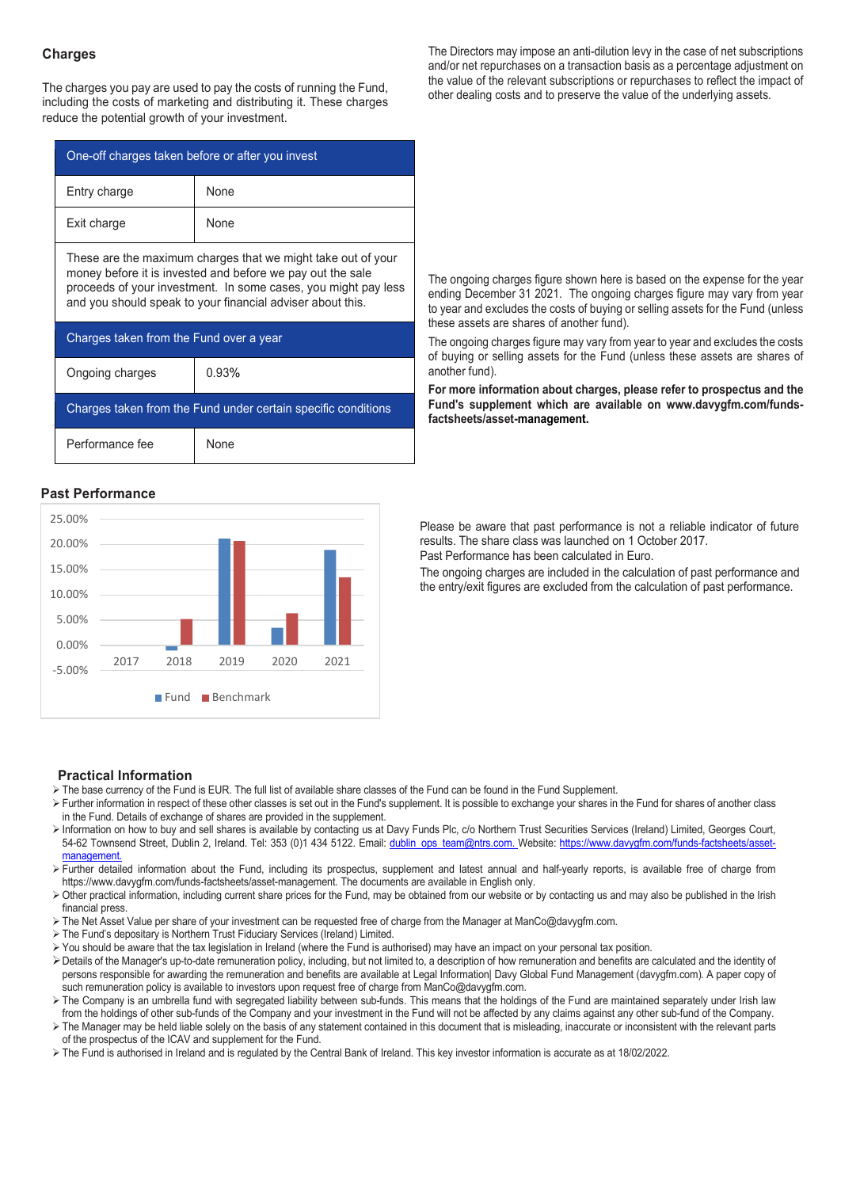## Charges

The charges you pay are used to pay the costs of running the Fund, including the costs of marketing and distributing it. These charges reduce the potential growth of your investment.

| One-off charges taken before or after you invest | |
|---|---|
| Entry charge | None |
| Exit charge | None |
| These are the maximum charges that we might take out of your money before it is invested and before we pay out the sale proceeds of your investment. In some cases, you might pay less and you should speak to your financial adviser about this. | |
| **Charges taken from the Fund over a year** | |
| Ongoing charges | 0.93% |
| **Charges taken from the Fund under certain specific conditions** | |
| Performance fee | None |

The Directors may impose an anti-dilution levy in the case of net subscriptions and/or net repurchases on a transaction basis as a percentage adjustment on the value of the relevant subscriptions or repurchases to reflect the impact of other dealing costs and to preserve the value of the underlying assets.

The ongoing charges figure shown here is based on the expense for the year ending December 31 2021. The ongoing charges figure may vary from year to year and excludes the costs of buying or selling assets for the Fund (unless these assets are shares of another fund).

The ongoing charges figure may vary from year to year and excludes the costs of buying or selling assets for the Fund (unless these assets are shares of another fund).

**For more information about charges, please refer to prospectus and the Fund's supplement which are available on www.davygfm.com/funds-factsheets/asset-management.**

## Past Performance

25.00%
20.00%
15.00%
10.00%
5.00%
0.00%
-5.00%
2017 2018 2019 2020 2021
Fund Benchmark

Please be aware that past performance is not a reliable indicator of future results. The share class was launched on 1 October 2017.
Past Performance has been calculated in Euro.
The ongoing charges are included in the calculation of past performance and the entry/exit figures are excluded from the calculation of past performance.

## Practical Information

- The base currency of the Fund is EUR. The full list of available share classes of the Fund can be found in the Fund Supplement.
- Further information in respect of these other classes is set out in the Fund's supplement. It is possible to exchange your shares in the Fund for shares of another class in the Fund. Details of exchange of shares are provided in the supplement.
- Information on how to buy and sell shares is available by contacting us at Davy Funds Plc, c/o Northern Trust Securities Services (Ireland) Limited, Georges Court, 54-62 Townsend Street, Dublin 2, Ireland. Tel: 353 (0)1 434 5122. Email: dublin_ops_team@ntrs.com. Website: https://www.davygfm.com/funds-factsheets/asset-management.
- Further detailed information about the Fund, including its prospectus, supplement and latest annual and half-yearly reports, is available free of charge from https://www.davygfm.com/funds-factsheets/asset-management. The documents are available in English only.
- Other practical information, including current share prices for the Fund, may be obtained from our website or by contacting us and may also be published in the Irish financial press.
- The Net Asset Value per share of your investment can be requested free of charge from the Manager at ManCo@davygfm.com.
- The Fund's depositary is Northern Trust Fiduciary Services (Ireland) Limited.
- You should be aware that the tax legislation in Ireland (where the Fund is authorised) may have an impact on your personal tax position.
- Details of the Manager's up-to-date remuneration policy, including, but not limited to, a description of how remuneration and benefits are calculated and the identity of persons responsible for awarding the remuneration and benefits are available at Legal Information| Davy Global Fund Management (davygfm.com). A paper copy of such remuneration policy is available to investors upon request free of charge from ManCo@davygfm.com.
- The Company is an umbrella fund with segregated liability between sub-funds. This means that the holdings of the Fund are maintained separately under Irish law from the holdings of other sub-funds of the Company and your investment in the Fund will not be affected by any claims against any other sub-fund of the Company.
- The Manager may be held liable solely on the basis of any statement contained in this document that is misleading, inaccurate or inconsistent with the relevant parts of the prospectus of the ICAV and supplement for the Fund.
- The Fund is authorised in Ireland and is regulated by the Central Bank of Ireland. This key investor information is accurate as at 18/02/2022.